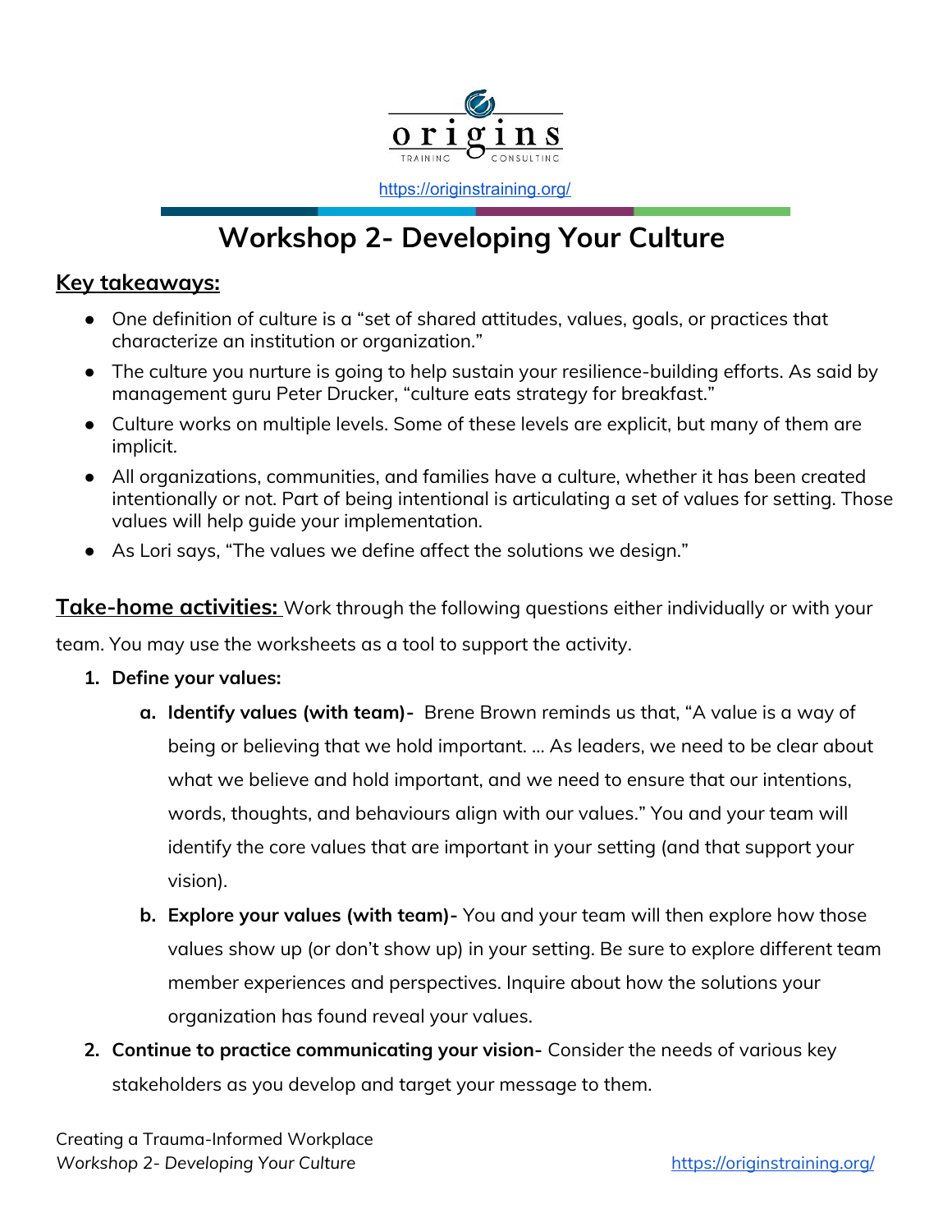https://originstraining.org/

# Workshop 2- Developing Your Culture

## Key takeaways:

- One definition of culture is a "set of shared attitudes, values, goals, or practices that characterize an institution or organization."
- The culture you nurture is going to help sustain your resilience-building efforts. As said by management guru Peter Drucker, "culture eats strategy for breakfast."
- Culture works on multiple levels. Some of these levels are explicit, but many of them are implicit.
- All organizations, communities, and families have a culture, whether it has been created intentionally or not. Part of being intentional is articulating a set of values for setting. Those values will help guide your implementation.
- As Lori says, "The values we define affect the solutions we design."

**Take-home activities:** Work through the following questions either individually or with your team. You may use the worksheets as a tool to support the activity.

1. **Define your values:**
   a. **Identify values (with team)-** Brene Brown reminds us that, "A value is a way of being or believing that we hold important. ... As leaders, we need to be clear about what we believe and hold important, and we need to ensure that our intentions, words, thoughts, and behaviours align with our values." You and your team will identify the core values that are important in your setting (and that support your vision).
   b. **Explore your values (with team)-** You and your team will then explore how those values show up (or don't show up) in your setting. Be sure to explore different team member experiences and perspectives. Inquire about how the solutions your organization has found reveal your values.
2. **Continue to practice communicating your vision-** Consider the needs of various key stakeholders as you develop and target your message to them.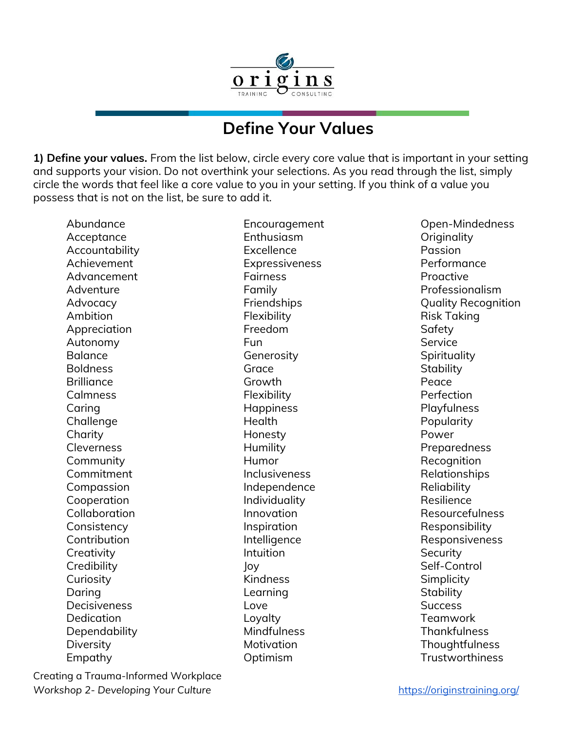# Define Your Values

**1) Define your values.** From the list below, circle every core value that is important in your setting and supports your vision. Do not overthink your selections. As you read through the list, simply circle the words that feel like a core value to you in your setting. If you think of a value you possess that is not on the list, be sure to add it.

- Abundance
- Acceptance
- Accountability
- Achievement
- Advancement
- Adventure
- Advocacy
- Ambition
- Appreciation
- Autonomy
- Balance
- Boldness
- Brilliance
- Calmness
- Caring
- Challenge
- Charity
- Cleverness
- Community
- Commitment
- Compassion
- Cooperation
- Collaboration
- Consistency
- Contribution
- Creativity
- Credibility
- Curiosity
- Daring
- Decisiveness
- Dedication
- Dependability
- Diversity
- Empathy
- Encouragement
- Enthusiasm
- Excellence
- Expressiveness
- Fairness
- Family
- Friendships
- Flexibility
- Freedom
- Fun
- Generosity
- Grace
- Growth
- Flexibility
- Happiness
- Health
- Honesty
- Humility
- Humor
- Inclusiveness
- Independence
- Individuality
- Innovation
- Inspiration
- Intelligence
- Intuition
- Joy
- Kindness
- Learning
- Love
- Loyalty
- Mindfulness
- Motivation
- Optimism
- Open-Mindedness
- Originality
- Passion
- Performance
- Proactive
- Professionalism
- Quality Recognition
- Risk Taking
- Safety
- Service
- Spirituality
- Stability
- Peace
- Perfection
- Playfulness
- Popularity
- Power
- Preparedness
- Recognition
- Relationships
- Reliability
- Resilience
- Resourcefulness
- Responsibility
- Responsiveness
- Security
- Self-Control
- Simplicity
- Stability
- Success
- Teamwork
- Thankfulness
- Thoughtfulness
- Trustworthiness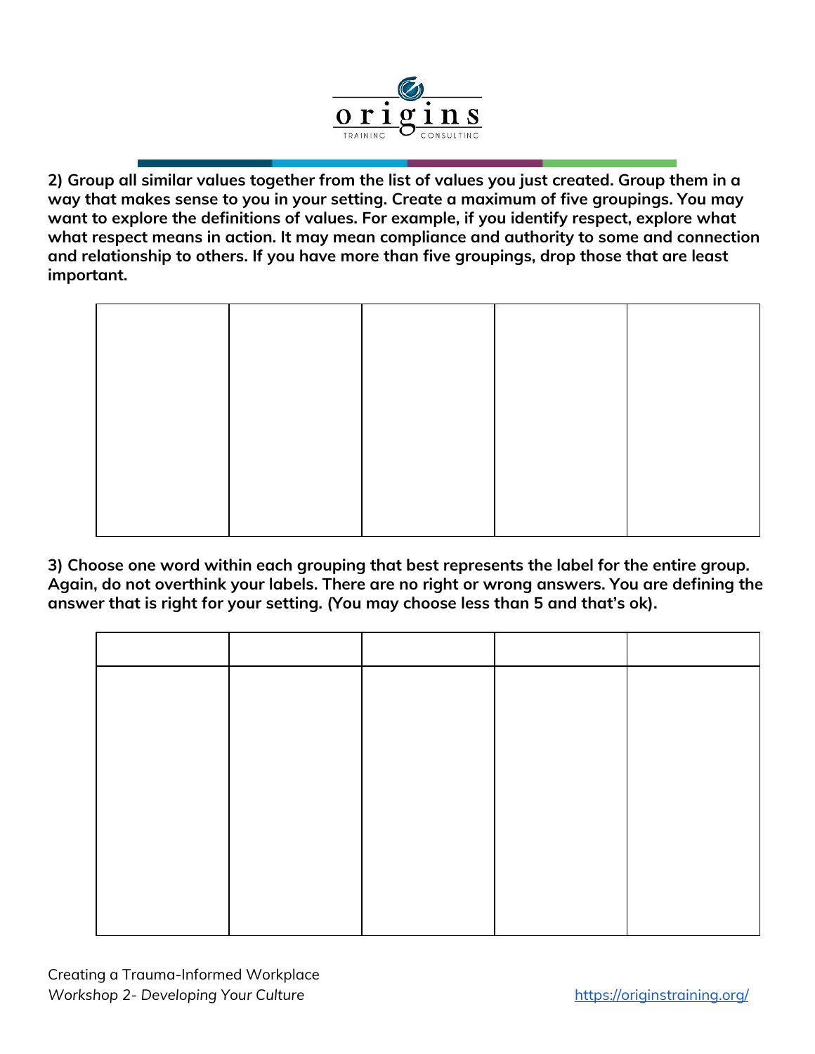**2) Group all similar values together from the list of values you just created. Group them in a way that makes sense to you in your setting. Create a maximum of five groupings. You may want to explore the definitions of values. For example, if you identify respect, explore what what respect means in action. It may mean compliance and authority to some and connection and relationship to others. If you have more than five groupings, drop those that are least important.**

| | | | | |
|---|---|---|---|---|
| | | | | |

**3) Choose one word within each grouping that best represents the label for the entire group. Again, do not overthink your labels. There are no right or wrong answers. You are defining the answer that is right for your setting. (You may choose less than 5 and that's ok).**

| | | | | |
|---|---|---|---|---|
| | | | | |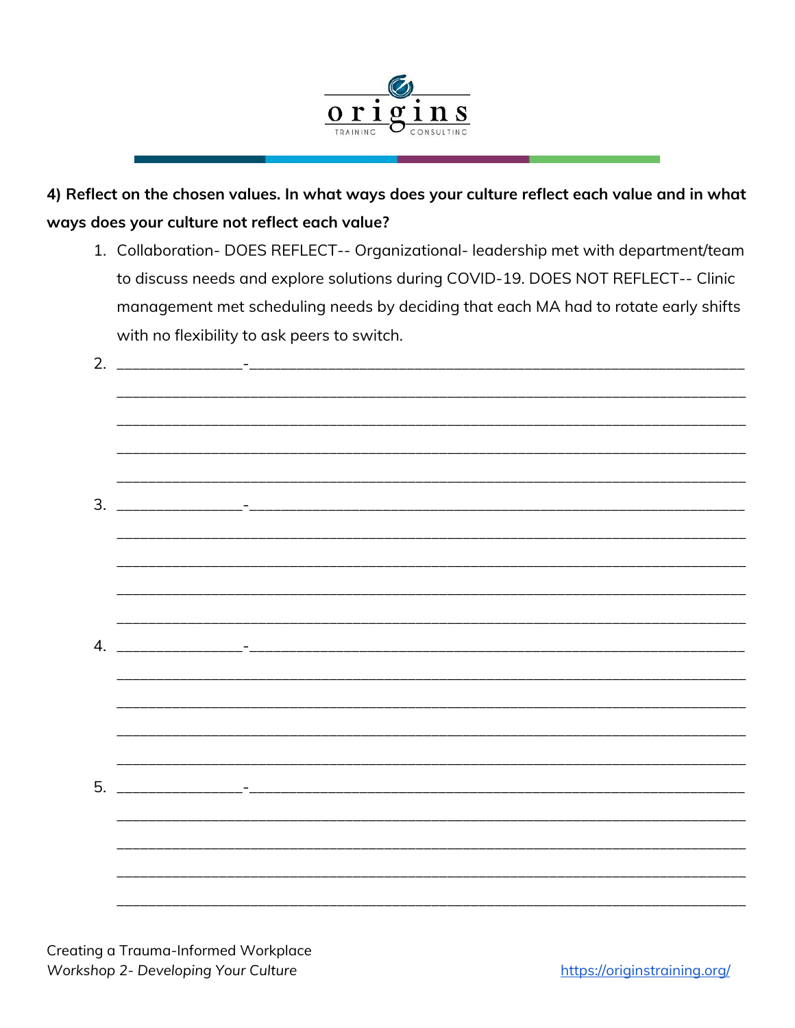**4) Reflect on the chosen values. In what ways does your culture reflect each value and in what ways does your culture not reflect each value?**

1. Collaboration- DOES REFLECT-- Organizational- leadership met with department/team to discuss needs and explore solutions during COVID-19. DOES NOT REFLECT-- Clinic management met scheduling needs by deciding that each MA had to rotate early shifts with no flexibility to ask peers to switch.
2. _______________-_____________________________________________________________
   _____________________________________________________________________________
   _____________________________________________________________________________
   _____________________________________________________________________________
   _____________________________________________________________________________
3. _______________-_____________________________________________________________
   _____________________________________________________________________________
   _____________________________________________________________________________
   _____________________________________________________________________________
   _____________________________________________________________________________
4. _______________-_____________________________________________________________
   _____________________________________________________________________________
   _____________________________________________________________________________
   _____________________________________________________________________________
   _____________________________________________________________________________
5. _______________-_____________________________________________________________
   _____________________________________________________________________________
   _____________________________________________________________________________
   _____________________________________________________________________________
   _____________________________________________________________________________